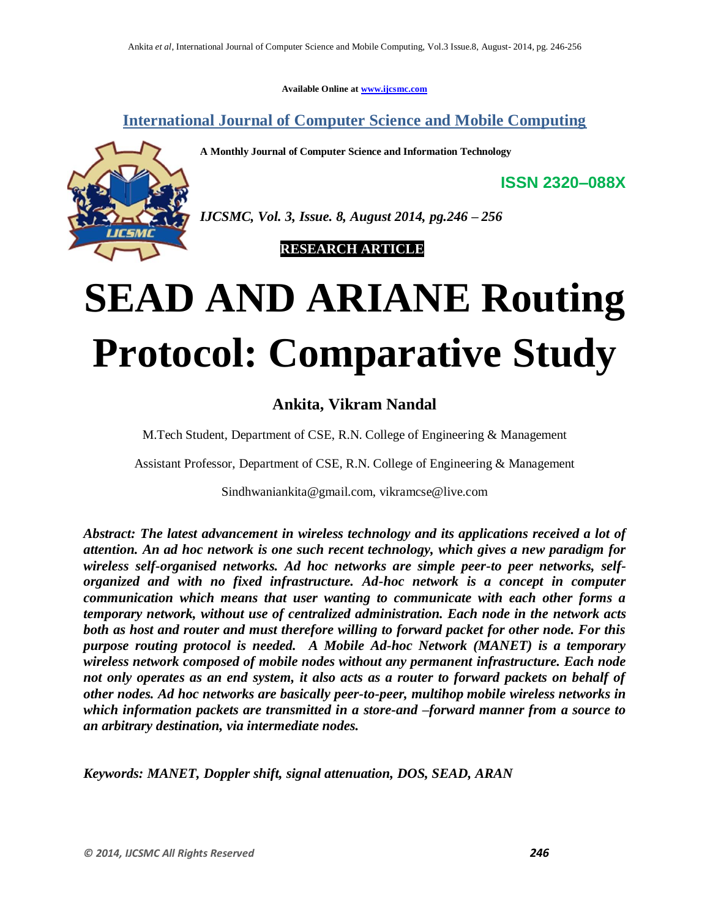Available Online at www.ijcsmc.com

## International Journal of Computer Science and Mobile Computing

**A Monthly Journal of Computer Science and Information Technology**

**ISSN 2320–088X**

*IJCSMC, Vol. 3, Issue. 8, August 2014, pg.246 – 256*

**RESEARCH ARTICLE**

# SEAD AND ARIANE Routing Protocol: Comparative Study

**Ankita, Vikram Nandal**

M.Tech Student, Department of CSE, R.N. College of Engineering & Management

Assistant Professor, Department of CSE, R.N. College of Engineering & Management

Sindhwaniankita@gmail.com, vikramcse@live.com

***Abstract: The latest advancement in wireless technology and its applications received a lot of attention. An ad hoc network is one such recent technology, which gives a new paradigm for wireless self-organised networks. Ad hoc networks are simple peer-to peer networks, self-organized and with no fixed infrastructure. Ad-hoc network is a concept in computer communication which means that user wanting to communicate with each other forms a temporary network, without use of centralized administration. Each node in the network acts both as host and router and must therefore willing to forward packet for other node. For this purpose routing protocol is needed. A Mobile Ad-hoc Network (MANET) is a temporary wireless network composed of mobile nodes without any permanent infrastructure. Each node not only operates as an end system, it also acts as a router to forward packets on behalf of other nodes. Ad hoc networks are basically peer-to-peer, multihop mobile wireless networks in which information packets are transmitted in a store-and –forward manner from a source to an arbitrary destination, via intermediate nodes.***

***Keywords: MANET, Doppler shift, signal attenuation, DOS, SEAD, ARAN***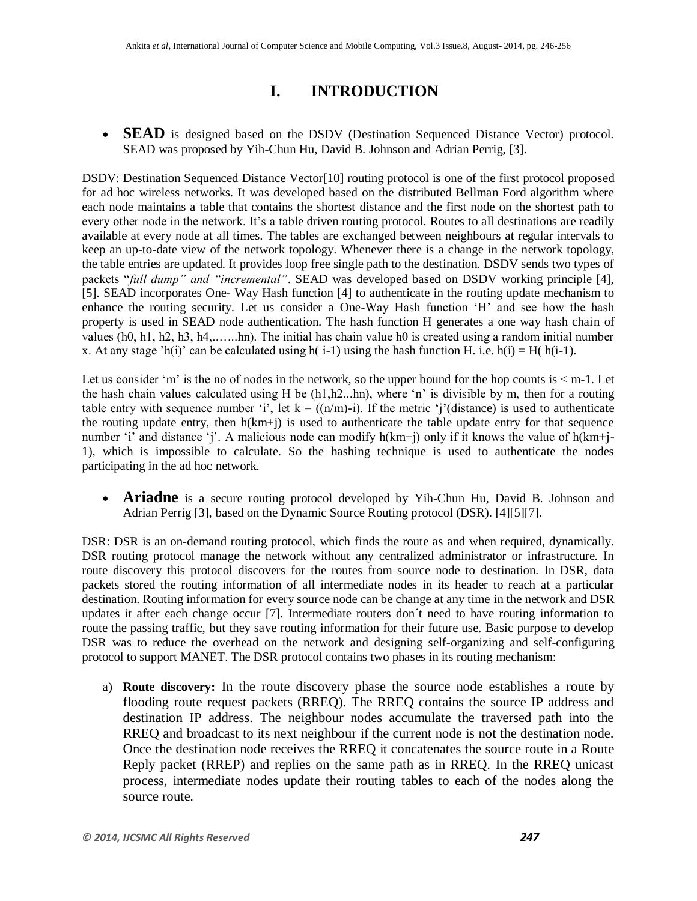# I. INTRODUCTION

- **SEAD** is designed based on the DSDV (Destination Sequenced Distance Vector) protocol. SEAD was proposed by Yih-Chun Hu, David B. Johnson and Adrian Perrig, [3].

DSDV: Destination Sequenced Distance Vector[10] routing protocol is one of the first protocol proposed for ad hoc wireless networks. It was developed based on the distributed Bellman Ford algorithm where each node maintains a table that contains the shortest distance and the first node on the shortest path to every other node in the network. It's a table driven routing protocol. Routes to all destinations are readily available at every node at all times. The tables are exchanged between neighbours at regular intervals to keep an up-to-date view of the network topology. Whenever there is a change in the network topology, the table entries are updated. It provides loop free single path to the destination. DSDV sends two types of packets "*full dump" and "incremental"*. SEAD was developed based on DSDV working principle [4], [5]. SEAD incorporates One- Way Hash function [4] to authenticate in the routing update mechanism to enhance the routing security. Let us consider a One-Way Hash function 'H' and see how the hash property is used in SEAD node authentication. The hash function H generates a one way hash chain of values (h0, h1, h2, h3, h4,..…...hn). The initial has chain value h0 is created using a random initial number x. At any stage 'h(i)' can be calculated using h( i-1) using the hash function H. i.e. h(i) = H( h(i-1).

Let us consider 'm' is the no of nodes in the network, so the upper bound for the hop counts is < m-1. Let the hash chain values calculated using H be (h1,h2...hn), where 'n' is divisible by m, then for a routing table entry with sequence number 'i', let k = ((n/m)-i). If the metric 'j'(distance) is used to authenticate the routing update entry, then h(km+j) is used to authenticate the table update entry for that sequence number 'i' and distance 'j'. A malicious node can modify h(km+j) only if it knows the value of h(km+j-1), which is impossible to calculate. So the hashing technique is used to authenticate the nodes participating in the ad hoc network.

- **Ariadne** is a secure routing protocol developed by Yih-Chun Hu, David B. Johnson and Adrian Perrig [3], based on the Dynamic Source Routing protocol (DSR). [4][5][7].

DSR: DSR is an on-demand routing protocol, which finds the route as and when required, dynamically. DSR routing protocol manage the network without any centralized administrator or infrastructure. In route discovery this protocol discovers for the routes from source node to destination. In DSR, data packets stored the routing information of all intermediate nodes in its header to reach at a particular destination. Routing information for every source node can be change at any time in the network and DSR updates it after each change occur [7]. Intermediate routers don´t need to have routing information to route the passing traffic, but they save routing information for their future use. Basic purpose to develop DSR was to reduce the overhead on the network and designing self-organizing and self-configuring protocol to support MANET. The DSR protocol contains two phases in its routing mechanism:

a) **Route discovery:** In the route discovery phase the source node establishes a route by flooding route request packets (RREQ). The RREQ contains the source IP address and destination IP address. The neighbour nodes accumulate the traversed path into the RREQ and broadcast to its next neighbour if the current node is not the destination node. Once the destination node receives the RREQ it concatenates the source route in a Route Reply packet (RREP) and replies on the same path as in RREQ. In the RREQ unicast process, intermediate nodes update their routing tables to each of the nodes along the source route.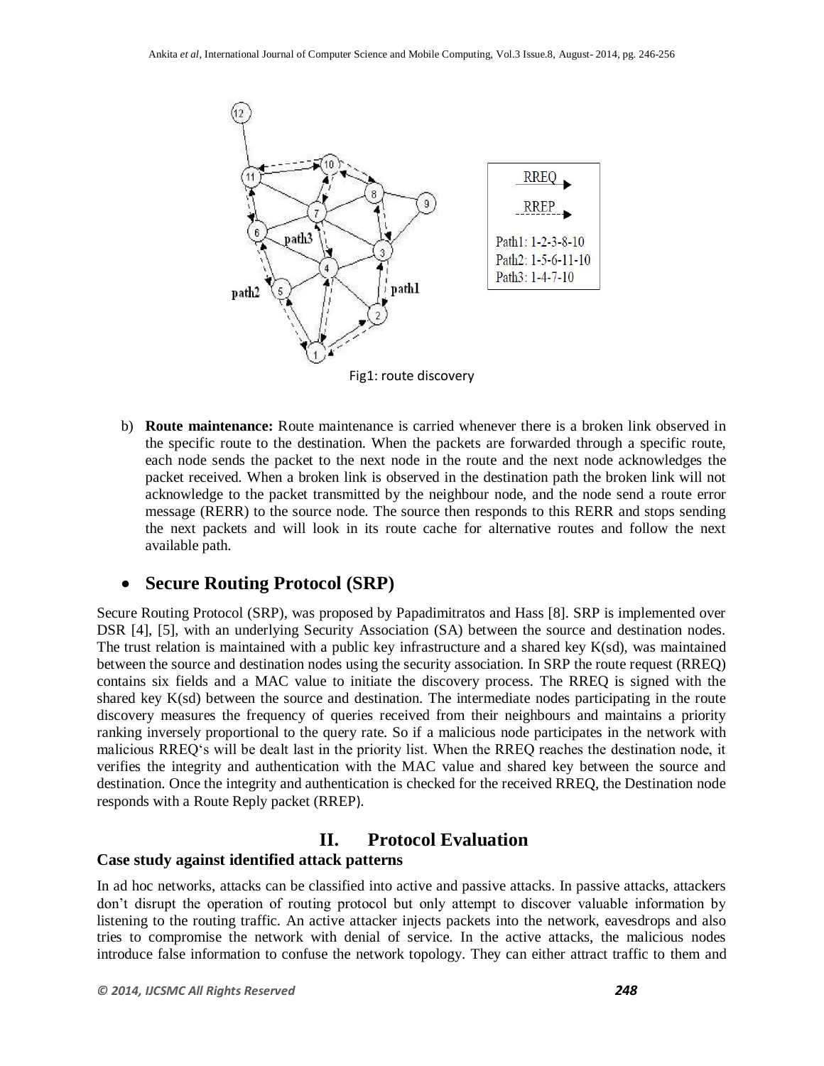Fig1: route discovery

b) **Route maintenance:** Route maintenance is carried whenever there is a broken link observed in the specific route to the destination. When the packets are forwarded through a specific route, each node sends the packet to the next node in the route and the next node acknowledges the packet received. When a broken link is observed in the destination path the broken link will not acknowledge to the packet transmitted by the neighbour node, and the node send a route error message (RERR) to the source node. The source then responds to this RERR and stops sending the next packets and will look in its route cache for alternative routes and follow the next available path.

- **Secure Routing Protocol (SRP)**

Secure Routing Protocol (SRP), was proposed by Papadimitratos and Hass [8]. SRP is implemented over DSR [4], [5], with an underlying Security Association (SA) between the source and destination nodes. The trust relation is maintained with a public key infrastructure and a shared key K(sd), was maintained between the source and destination nodes using the security association. In SRP the route request (RREQ) contains six fields and a MAC value to initiate the discovery process. The RREQ is signed with the shared key K(sd) between the source and destination. The intermediate nodes participating in the route discovery measures the frequency of queries received from their neighbours and maintains a priority ranking inversely proportional to the query rate. So if a malicious node participates in the network with malicious RREQ's will be dealt last in the priority list. When the RREQ reaches the destination node, it verifies the integrity and authentication with the MAC value and shared key between the source and destination. Once the integrity and authentication is checked for the received RREQ, the Destination node responds with a Route Reply packet (RREP).

## II. Protocol Evaluation

### Case study against identified attack patterns

In ad hoc networks, attacks can be classified into active and passive attacks. In passive attacks, attackers don't disrupt the operation of routing protocol but only attempt to discover valuable information by listening to the routing traffic. An active attacker injects packets into the network, eavesdrops and also tries to compromise the network with denial of service. In the active attacks, the malicious nodes introduce false information to confuse the network topology. They can either attract traffic to them and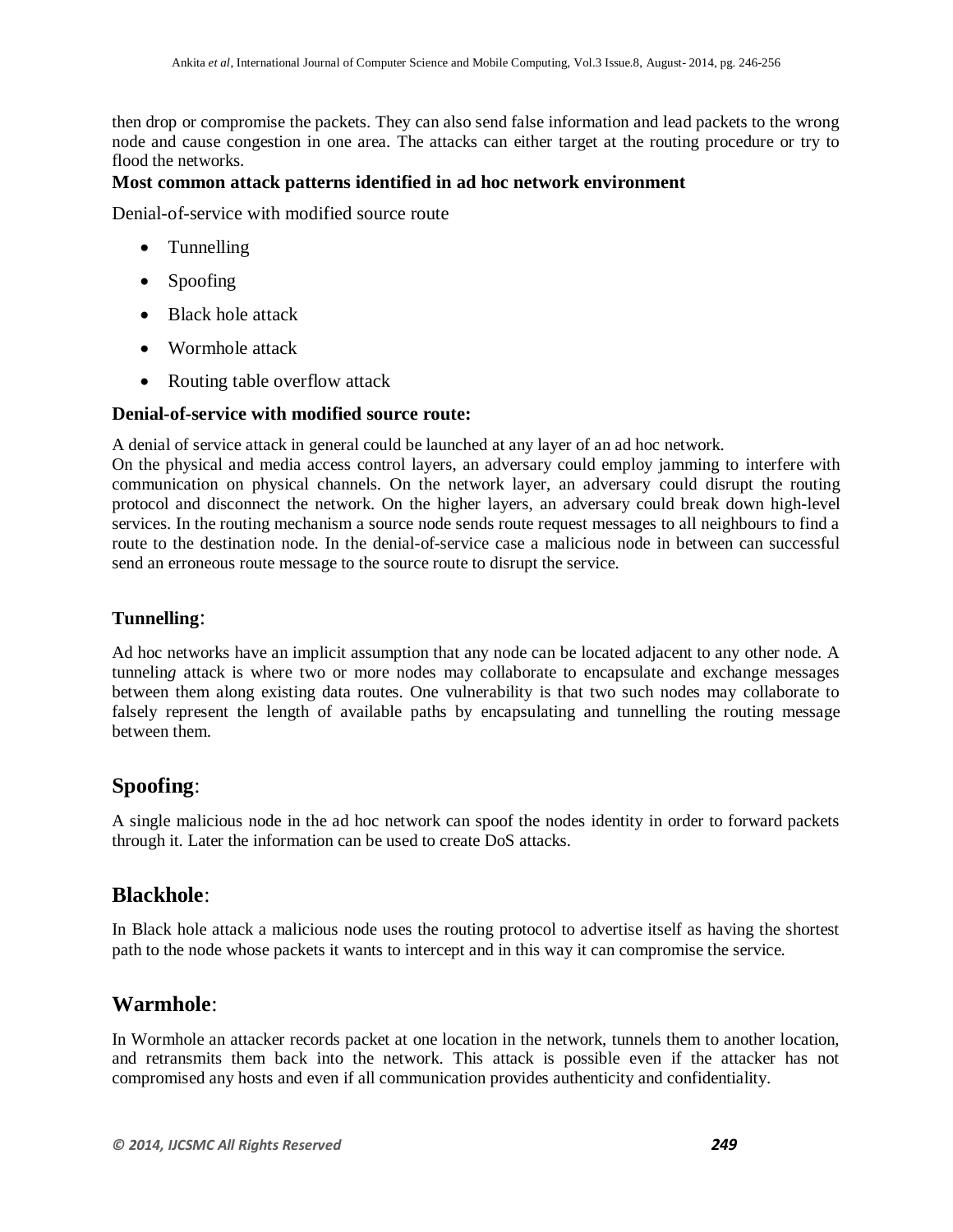then drop or compromise the packets. They can also send false information and lead packets to the wrong node and cause congestion in one area. The attacks can either target at the routing procedure or try to flood the networks.

**Most common attack patterns identified in ad hoc network environment**

Denial-of-service with modified source route

- Tunnelling
- Spoofing
- Black hole attack
- Wormhole attack
- Routing table overflow attack

**Denial-of-service with modified source route:**

A denial of service attack in general could be launched at any layer of an ad hoc network.
On the physical and media access control layers, an adversary could employ jamming to interfere with communication on physical channels. On the network layer, an adversary could disrupt the routing protocol and disconnect the network. On the higher layers, an adversary could break down high-level services. In the routing mechanism a source node sends route request messages to all neighbours to find a route to the destination node. In the denial-of-service case a malicious node in between can successful send an erroneous route message to the source route to disrupt the service.

**Tunnelling**:

Ad hoc networks have an implicit assumption that any node can be located adjacent to any other node. A tunnelin*g* attack is where two or more nodes may collaborate to encapsulate and exchange messages between them along existing data routes. One vulnerability is that two such nodes may collaborate to falsely represent the length of available paths by encapsulating and tunnelling the routing message between them.

## **Spoofing**:

A single malicious node in the ad hoc network can spoof the nodes identity in order to forward packets through it. Later the information can be used to create DoS attacks.

## **Blackhole**:

In Black hole attack a malicious node uses the routing protocol to advertise itself as having the shortest path to the node whose packets it wants to intercept and in this way it can compromise the service.

## **Warmhole**:

In Wormhole an attacker records packet at one location in the network, tunnels them to another location, and retransmits them back into the network. This attack is possible even if the attacker has not compromised any hosts and even if all communication provides authenticity and confidentiality.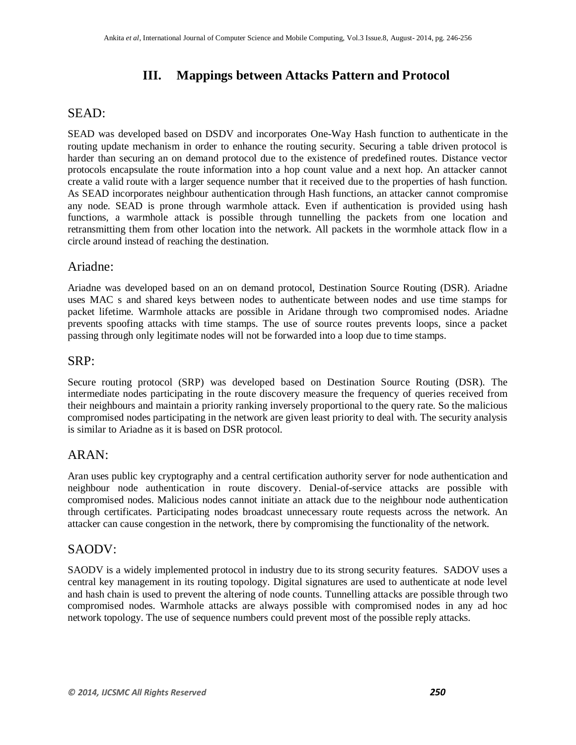# III. Mappings between Attacks Pattern and Protocol

## SEAD:

SEAD was developed based on DSDV and incorporates One-Way Hash function to authenticate in the routing update mechanism in order to enhance the routing security. Securing a table driven protocol is harder than securing an on demand protocol due to the existence of predefined routes. Distance vector protocols encapsulate the route information into a hop count value and a next hop. An attacker cannot create a valid route with a larger sequence number that it received due to the properties of hash function. As SEAD incorporates neighbour authentication through Hash functions, an attacker cannot compromise any node. SEAD is prone through warmhole attack. Even if authentication is provided using hash functions, a warmhole attack is possible through tunnelling the packets from one location and retransmitting them from other location into the network. All packets in the wormhole attack flow in a circle around instead of reaching the destination.

## Ariadne:

Ariadne was developed based on an on demand protocol, Destination Source Routing (DSR). Ariadne uses MAC s and shared keys between nodes to authenticate between nodes and use time stamps for packet lifetime. Warmhole attacks are possible in Aridane through two compromised nodes. Ariadne prevents spoofing attacks with time stamps. The use of source routes prevents loops, since a packet passing through only legitimate nodes will not be forwarded into a loop due to time stamps.

## SRP:

Secure routing protocol (SRP) was developed based on Destination Source Routing (DSR). The intermediate nodes participating in the route discovery measure the frequency of queries received from their neighbours and maintain a priority ranking inversely proportional to the query rate. So the malicious compromised nodes participating in the network are given least priority to deal with. The security analysis is similar to Ariadne as it is based on DSR protocol.

## ARAN:

Aran uses public key cryptography and a central certification authority server for node authentication and neighbour node authentication in route discovery. Denial-of-service attacks are possible with compromised nodes. Malicious nodes cannot initiate an attack due to the neighbour node authentication through certificates. Participating nodes broadcast unnecessary route requests across the network. An attacker can cause congestion in the network, there by compromising the functionality of the network.

## SAODV:

SAODV is a widely implemented protocol in industry due to its strong security features. SADOV uses a central key management in its routing topology. Digital signatures are used to authenticate at node level and hash chain is used to prevent the altering of node counts. Tunnelling attacks are possible through two compromised nodes. Warmhole attacks are always possible with compromised nodes in any ad hoc network topology. The use of sequence numbers could prevent most of the possible reply attacks.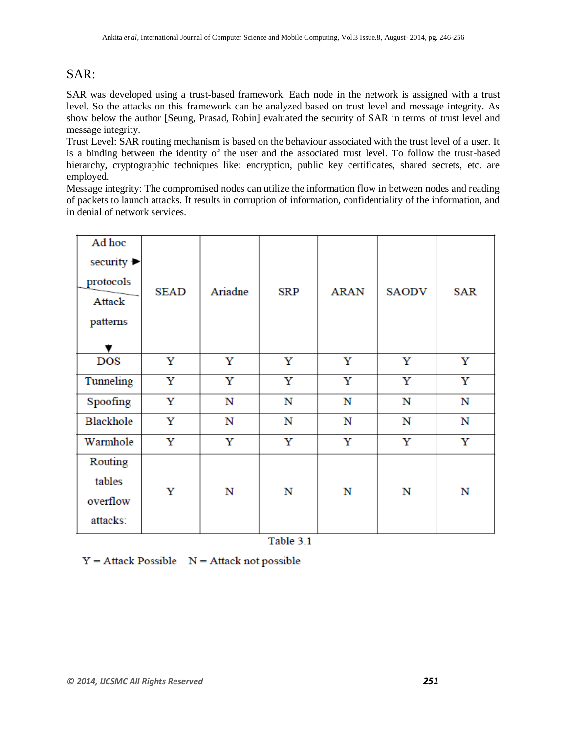## SAR:

SAR was developed using a trust-based framework. Each node in the network is assigned with a trust level. So the attacks on this framework can be analyzed based on trust level and message integrity. As show below the author [Seung, Prasad, Robin] evaluated the security of SAR in terms of trust level and message integrity.

Trust Level: SAR routing mechanism is based on the behaviour associated with the trust level of a user. It is a binding between the identity of the user and the associated trust level. To follow the trust-based hierarchy, cryptographic techniques like: encryption, public key certificates, shared secrets, etc. are employed.

Message integrity: The compromised nodes can utilize the information flow in between nodes and reading of packets to launch attacks. It results in corruption of information, confidentiality of the information, and in denial of network services.

| Ad hoc security protocols ► / Attack patterns ▼ | SEAD | Ariadne | SRP | ARAN | SAODV | SAR |
|---|---|---|---|---|---|---|
| DOS | Y | Y | Y | Y | Y | Y |
| Tunneling | Y | Y | Y | Y | Y | Y |
| Spoofing | Y | N | N | N | N | N |
| Blackhole | Y | N | N | N | N | N |
| Warmhole | Y | Y | Y | Y | Y | Y |
| Routing tables overflow attacks: | Y | N | N | N | N | N |

Table 3.1

Y = Attack Possible    N = Attack not possible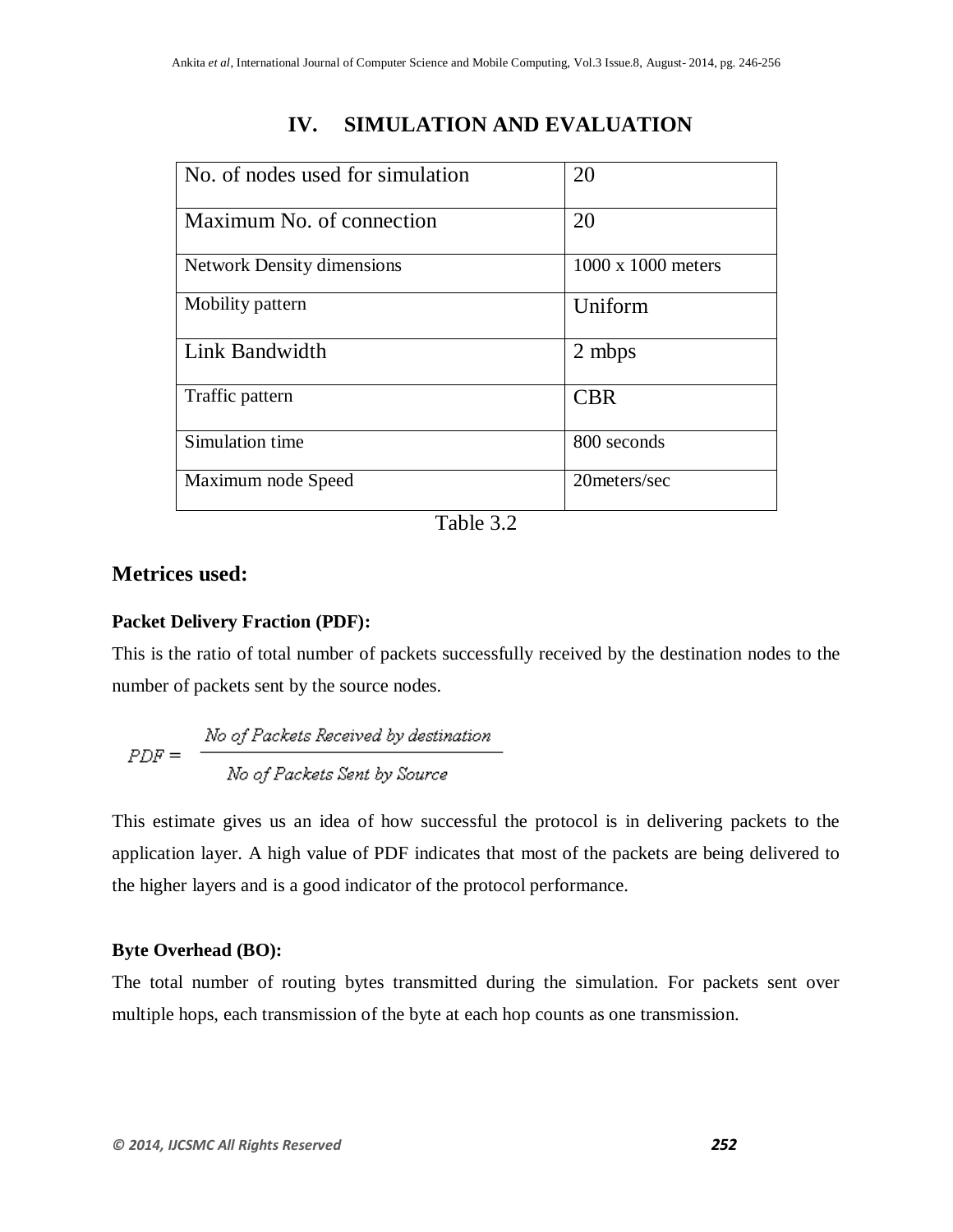# IV. SIMULATION AND EVALUATION

| No. of nodes used for simulation | 20 |
|---|---|
| Maximum No. of connection | 20 |
| Network Density dimensions | 1000 x 1000 meters |
| Mobility pattern | Uniform |
| Link Bandwidth | 2 mbps |
| Traffic pattern | CBR |
| Simulation time | 800 seconds |
| Maximum node Speed | 20meters/sec |

Table 3.2

## Metrices used:

**Packet Delivery Fraction (PDF):**

This is the ratio of total number of packets successfully received by the destination nodes to the number of packets sent by the source nodes.

$$PDF = \frac{No\ of\ Packets\ Received\ by\ destination}{No\ of\ Packets\ Sent\ by\ Source}$$

This estimate gives us an idea of how successful the protocol is in delivering packets to the application layer. A high value of PDF indicates that most of the packets are being delivered to the higher layers and is a good indicator of the protocol performance.

**Byte Overhead (BO):**

The total number of routing bytes transmitted during the simulation. For packets sent over multiple hops, each transmission of the byte at each hop counts as one transmission.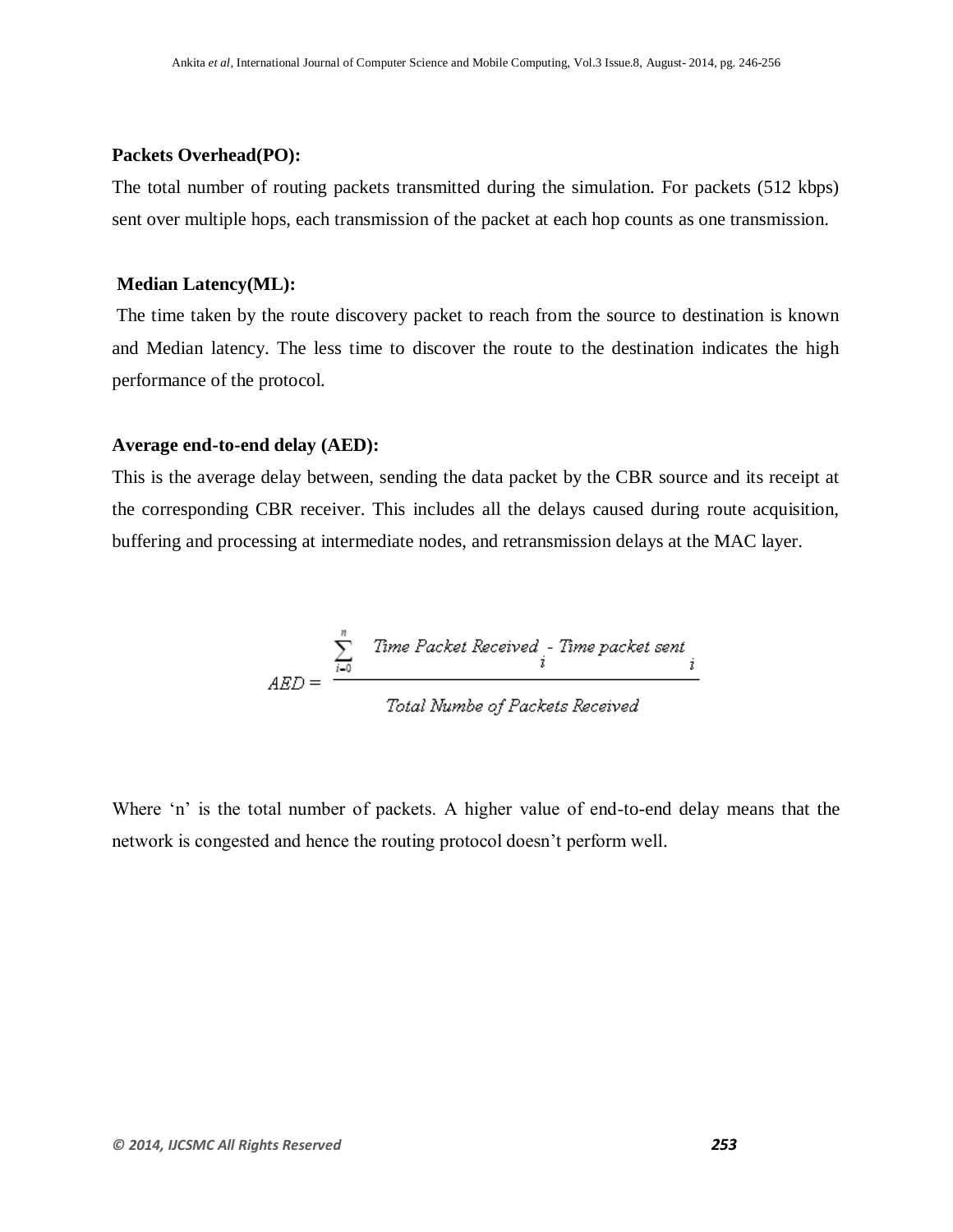**Packets Overhead(PO):**

The total number of routing packets transmitted during the simulation. For packets (512 kbps) sent over multiple hops, each transmission of the packet at each hop counts as one transmission.

**Median Latency(ML):**

The time taken by the route discovery packet to reach from the source to destination is known and Median latency. The less time to discover the route to the destination indicates the high performance of the protocol.

**Average end-to-end delay (AED):**

This is the average delay between, sending the data packet by the CBR source and its receipt at the corresponding CBR receiver. This includes all the delays caused during route acquisition, buffering and processing at intermediate nodes, and retransmission delays at the MAC layer.

$$AED = \frac{\sum_{i=0}^{n} \text{Time Packet Received}_i - \text{Time packet sent}_i}{\text{Total Numbe of Packets Received}}$$

Where 'n' is the total number of packets. A higher value of end-to-end delay means that the network is congested and hence the routing protocol doesn't perform well.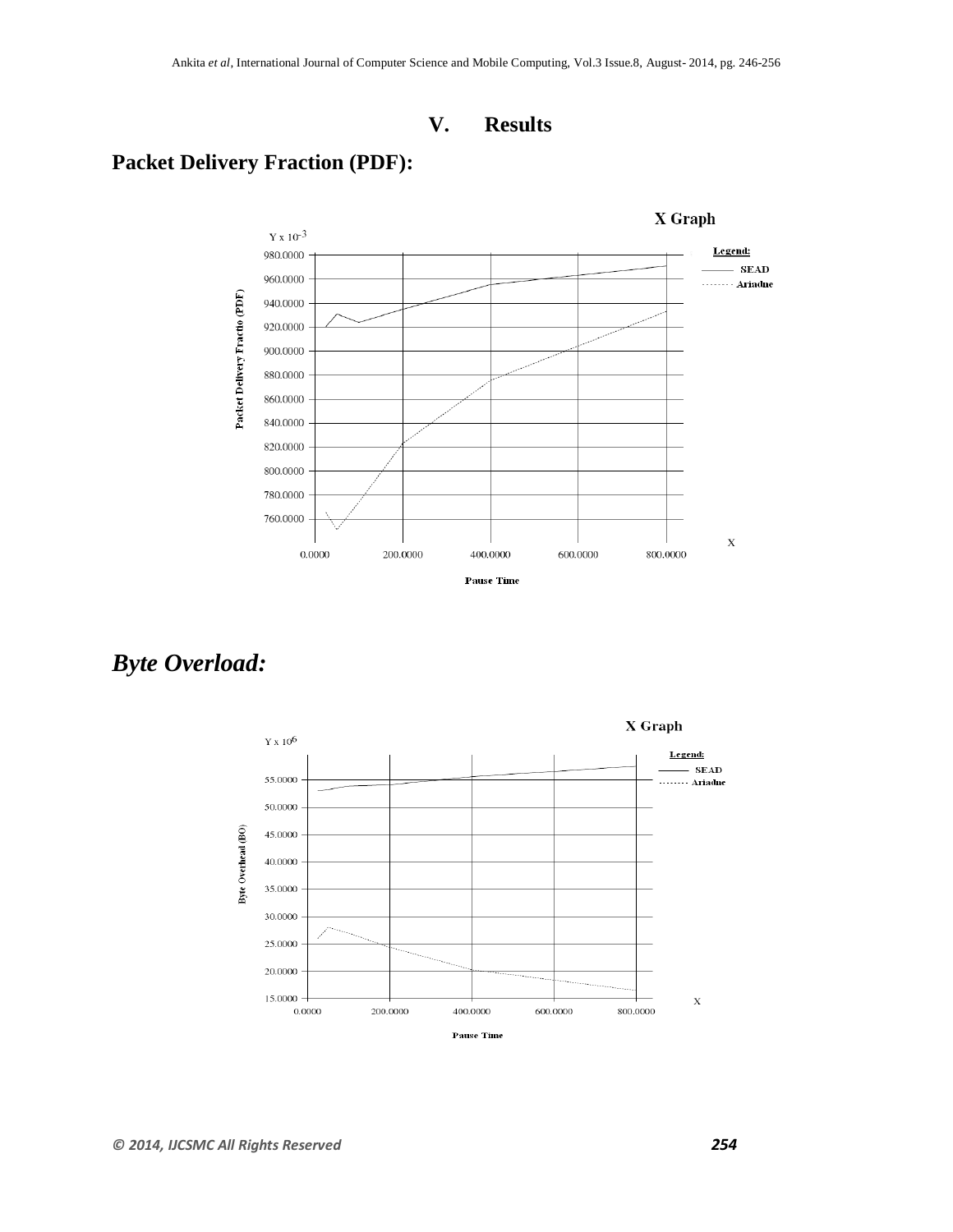## V. Results

### Packet Delivery Fraction (PDF):

X Graph

$Y \times 10^{-3}$

Legend:
SEAD
Ariadne

Packet Delivery Fractio (PDF)

980.0000
960.0000
940.0000
920.0000
900.0000
880.0000
860.0000
840.0000
820.0000
800.0000
780.0000
760.0000

0.0000 200.0000 400.0000 600.0000 800.0000 X

Pause Time

### *Byte Overload:*

X Graph

$Y \times 10^{6}$

Legend:
SEAD
Ariadne

Byte Overhead (BO)

55.0000
50.0000
45.0000
40.0000
35.0000
30.0000
25.0000
20.0000
15.0000

0.0000 200.0000 400.0000 600.0000 800.0000 X

Pause Time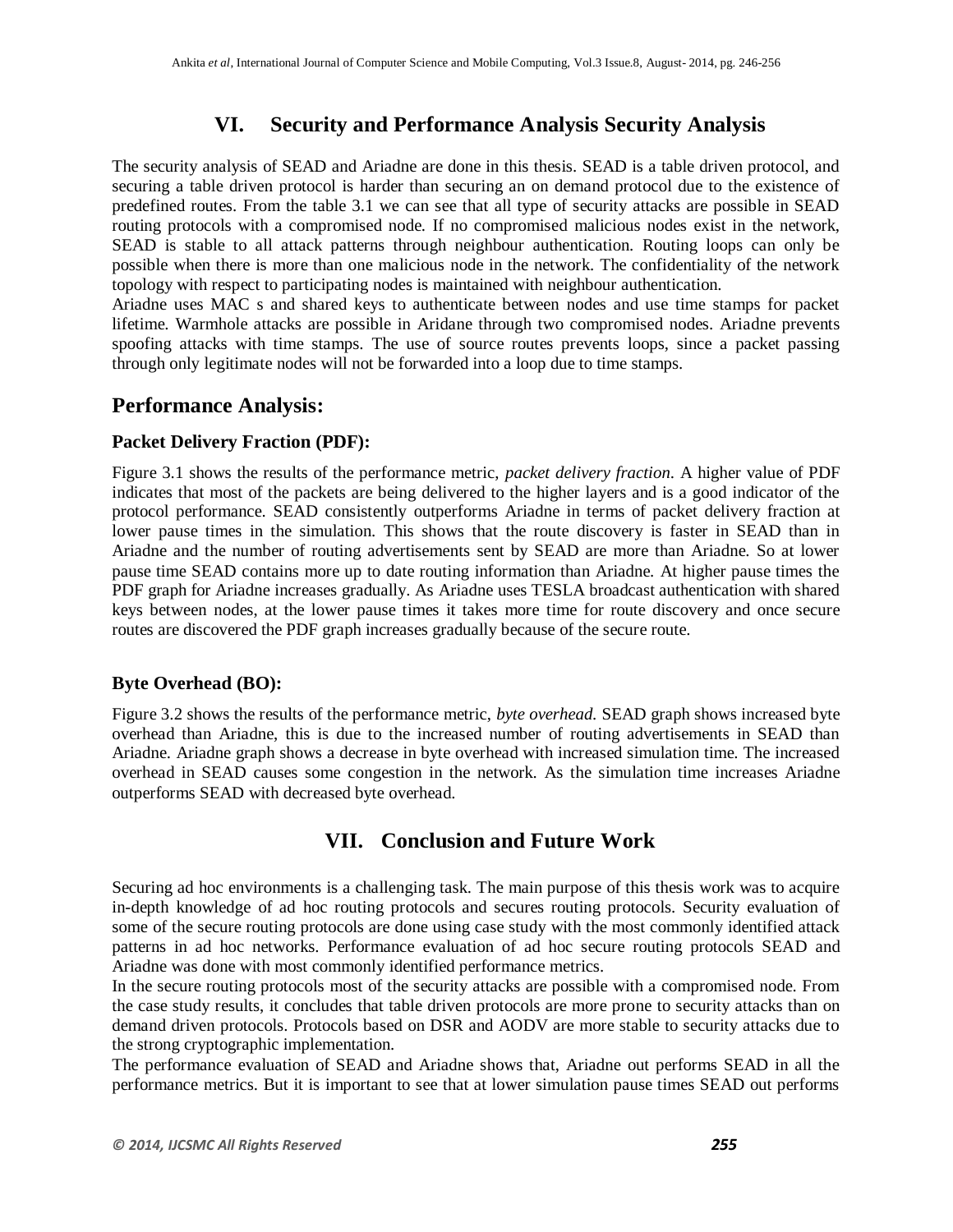## VI. Security and Performance Analysis Security Analysis

The security analysis of SEAD and Ariadne are done in this thesis. SEAD is a table driven protocol, and securing a table driven protocol is harder than securing an on demand protocol due to the existence of predefined routes. From the table 3.1 we can see that all type of security attacks are possible in SEAD routing protocols with a compromised node. If no compromised malicious nodes exist in the network, SEAD is stable to all attack patterns through neighbour authentication. Routing loops can only be possible when there is more than one malicious node in the network. The confidentiality of the network topology with respect to participating nodes is maintained with neighbour authentication.
Ariadne uses MAC s and shared keys to authenticate between nodes and use time stamps for packet lifetime. Warmhole attacks are possible in Aridane through two compromised nodes. Ariadne prevents spoofing attacks with time stamps. The use of source routes prevents loops, since a packet passing through only legitimate nodes will not be forwarded into a loop due to time stamps.

## Performance Analysis:

### Packet Delivery Fraction (PDF):

Figure 3.1 shows the results of the performance metric, *packet delivery fraction*. A higher value of PDF indicates that most of the packets are being delivered to the higher layers and is a good indicator of the protocol performance. SEAD consistently outperforms Ariadne in terms of packet delivery fraction at lower pause times in the simulation. This shows that the route discovery is faster in SEAD than in Ariadne and the number of routing advertisements sent by SEAD are more than Ariadne. So at lower pause time SEAD contains more up to date routing information than Ariadne. At higher pause times the PDF graph for Ariadne increases gradually. As Ariadne uses TESLA broadcast authentication with shared keys between nodes, at the lower pause times it takes more time for route discovery and once secure routes are discovered the PDF graph increases gradually because of the secure route.

### Byte Overhead (BO):

Figure 3.2 shows the results of the performance metric, *byte overhead*. SEAD graph shows increased byte overhead than Ariadne, this is due to the increased number of routing advertisements in SEAD than Ariadne. Ariadne graph shows a decrease in byte overhead with increased simulation time. The increased overhead in SEAD causes some congestion in the network. As the simulation time increases Ariadne outperforms SEAD with decreased byte overhead.

## VII. Conclusion and Future Work

Securing ad hoc environments is a challenging task. The main purpose of this thesis work was to acquire in-depth knowledge of ad hoc routing protocols and secures routing protocols. Security evaluation of some of the secure routing protocols are done using case study with the most commonly identified attack patterns in ad hoc networks. Performance evaluation of ad hoc secure routing protocols SEAD and Ariadne was done with most commonly identified performance metrics.
In the secure routing protocols most of the security attacks are possible with a compromised node. From the case study results, it concludes that table driven protocols are more prone to security attacks than on demand driven protocols. Protocols based on DSR and AODV are more stable to security attacks due to the strong cryptographic implementation.
The performance evaluation of SEAD and Ariadne shows that, Ariadne out performs SEAD in all the performance metrics. But it is important to see that at lower simulation pause times SEAD out performs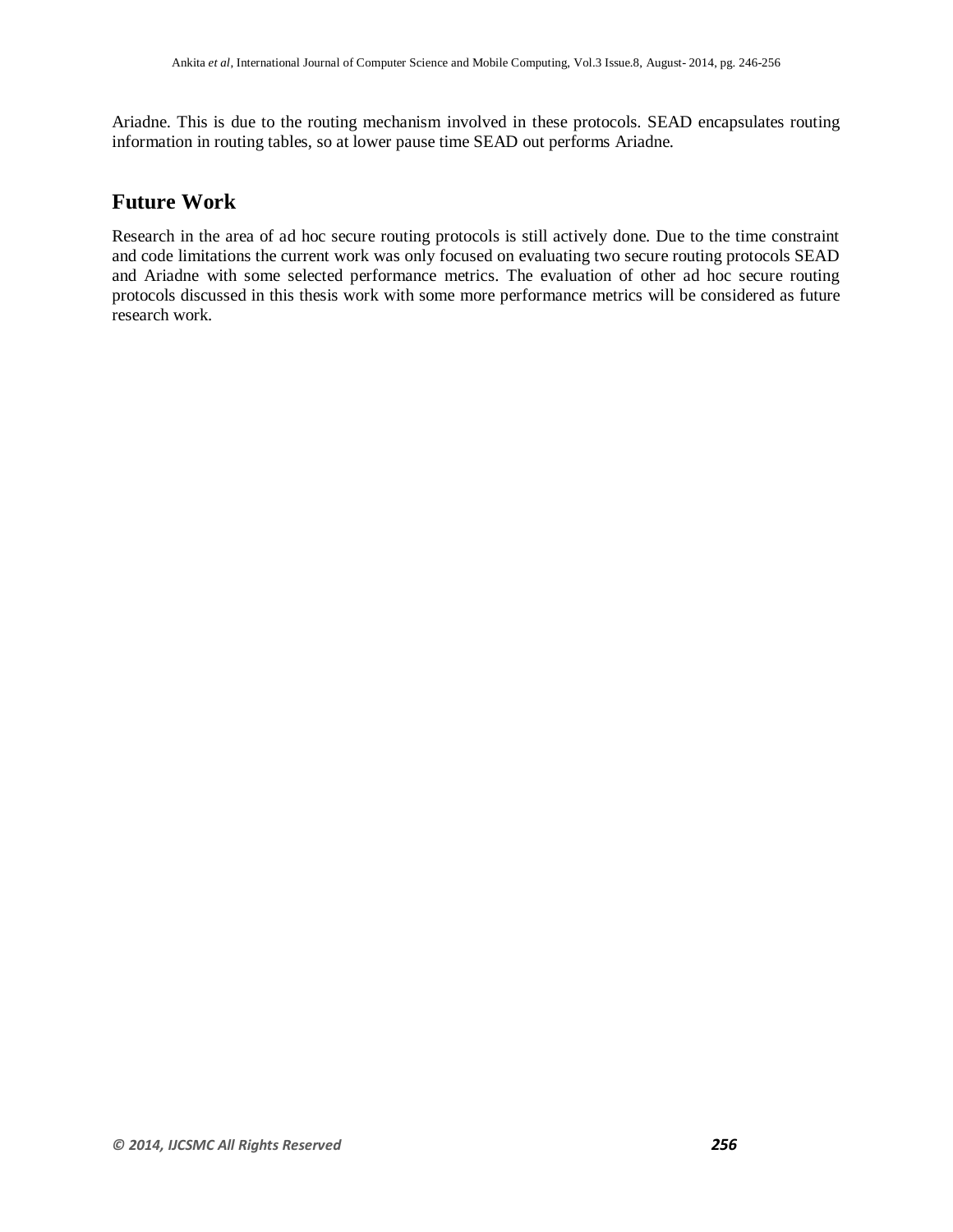Ariadne. This is due to the routing mechanism involved in these protocols. SEAD encapsulates routing information in routing tables, so at lower pause time SEAD out performs Ariadne.

## Future Work

Research in the area of ad hoc secure routing protocols is still actively done. Due to the time constraint and code limitations the current work was only focused on evaluating two secure routing protocols SEAD and Ariadne with some selected performance metrics. The evaluation of other ad hoc secure routing protocols discussed in this thesis work with some more performance metrics will be considered as future research work.